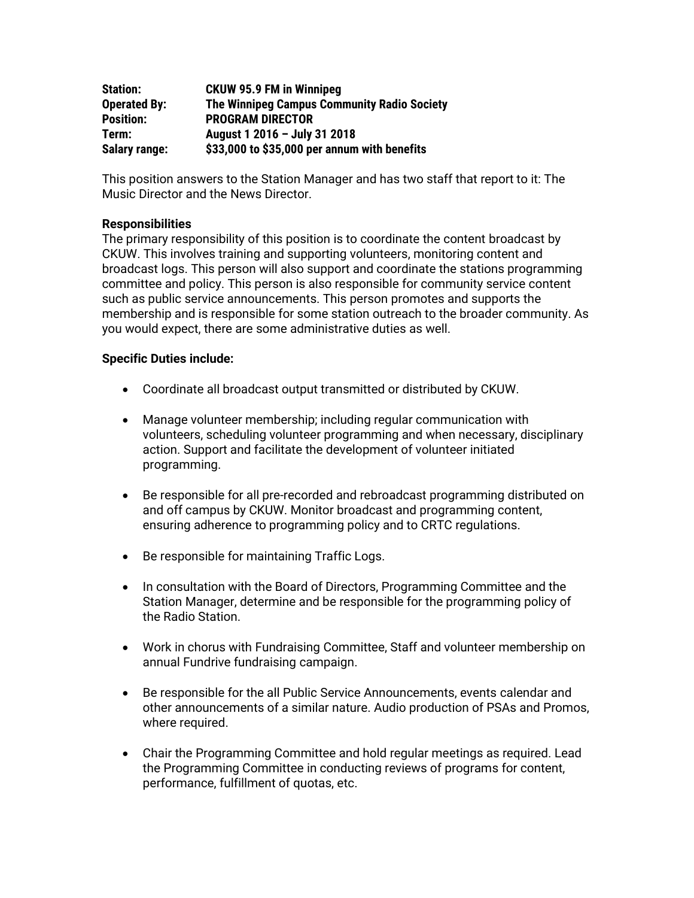**Station:** **CKUW 95.9 FM in Winnipeg**
**Operated By:** **The Winnipeg Campus Community Radio Society**
**Position:** **PROGRAM DIRECTOR**
**Term:** **August 1 2016 – July 31 2018**
**Salary range:** **$33,000 to $35,000 per annum with benefits**

This position answers to the Station Manager and has two staff that report to it: The Music Director and the News Director.

**Responsibilities**

The primary responsibility of this position is to coordinate the content broadcast by CKUW. This involves training and supporting volunteers, monitoring content and broadcast logs. This person will also support and coordinate the stations programming committee and policy. This person is also responsible for community service content such as public service announcements. This person promotes and supports the membership and is responsible for some station outreach to the broader community. As you would expect, there are some administrative duties as well.

**Specific Duties include:**

- Coordinate all broadcast output transmitted or distributed by CKUW.

- Manage volunteer membership; including regular communication with volunteers, scheduling volunteer programming and when necessary, disciplinary action. Support and facilitate the development of volunteer initiated programming.

- Be responsible for all pre-recorded and rebroadcast programming distributed on and off campus by CKUW. Monitor broadcast and programming content, ensuring adherence to programming policy and to CRTC regulations.

- Be responsible for maintaining Traffic Logs.

- In consultation with the Board of Directors, Programming Committee and the Station Manager, determine and be responsible for the programming policy of the Radio Station.

- Work in chorus with Fundraising Committee, Staff and volunteer membership on annual Fundrive fundraising campaign.

- Be responsible for the all Public Service Announcements, events calendar and other announcements of a similar nature. Audio production of PSAs and Promos, where required.

- Chair the Programming Committee and hold regular meetings as required. Lead the Programming Committee in conducting reviews of programs for content, performance, fulfillment of quotas, etc.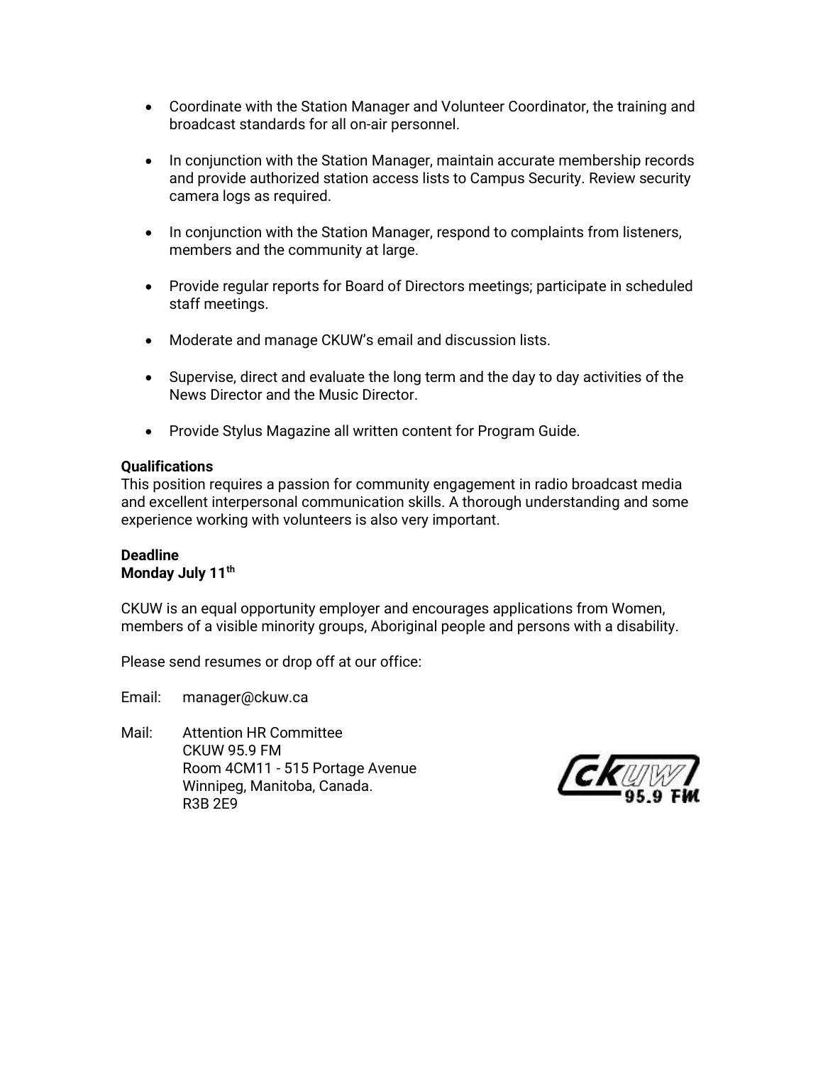- Coordinate with the Station Manager and Volunteer Coordinator, the training and broadcast standards for all on-air personnel.

- In conjunction with the Station Manager, maintain accurate membership records and provide authorized station access lists to Campus Security. Review security camera logs as required.

- In conjunction with the Station Manager, respond to complaints from listeners, members and the community at large.

- Provide regular reports for Board of Directors meetings; participate in scheduled staff meetings.

- Moderate and manage CKUW's email and discussion lists.

- Supervise, direct and evaluate the long term and the day to day activities of the News Director and the Music Director.

- Provide Stylus Magazine all written content for Program Guide.

**Qualifications**
This position requires a passion for community engagement in radio broadcast media and excellent interpersonal communication skills. A thorough understanding and some experience working with volunteers is also very important.

**Deadline**
**Monday July 11th**

CKUW is an equal opportunity employer and encourages applications from Women, members of a visible minority groups, Aboriginal people and persons with a disability.

Please send resumes or drop off at our office:

Email: manager@ckuw.ca

Mail: Attention HR Committee
CKUW 95.9 FM
Room 4CM11 - 515 Portage Avenue
Winnipeg, Manitoba, Canada.
R3B 2E9

CKUW 95.9 FM